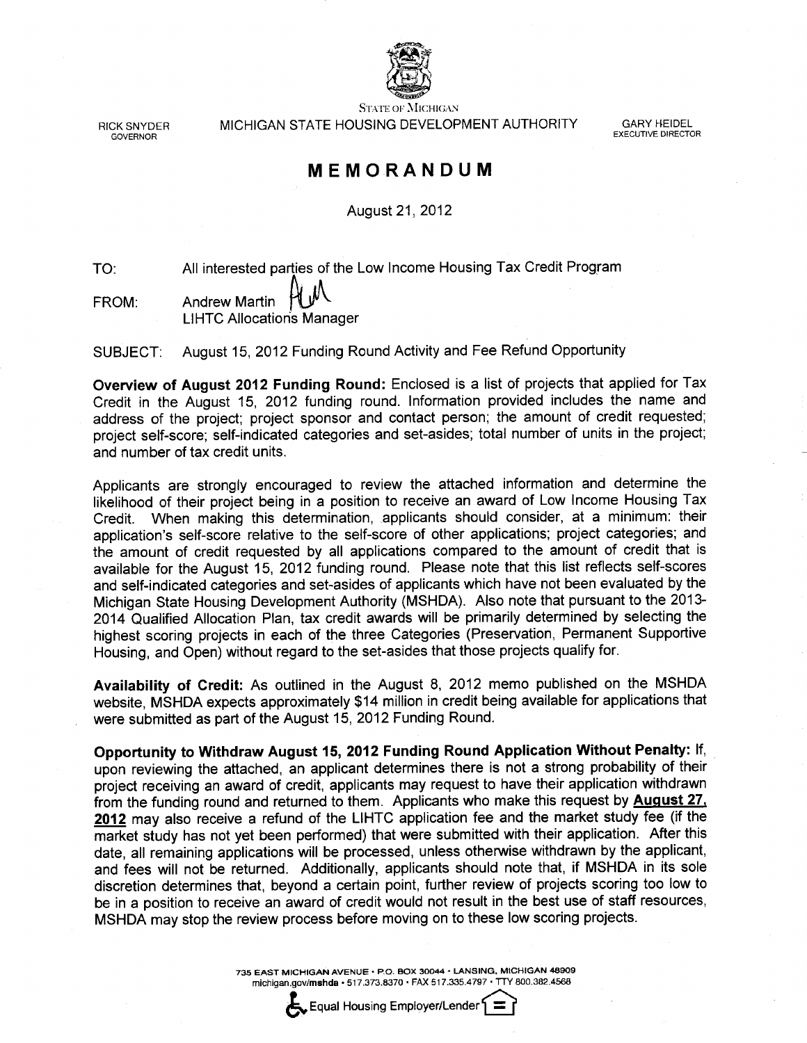STATE OF MICHIGAN

RICK SNYDER
GOVERNOR

MICHIGAN STATE HOUSING DEVELOPMENT AUTHORITY

GARY HEIDEL
EXECUTIVE DIRECTOR

# MEMORANDUM

August 21, 2012

TO: All interested parties of the Low Income Housing Tax Credit Program

FROM: Andrew Martin
LIHTC Allocations Manager

SUBJECT: August 15, 2012 Funding Round Activity and Fee Refund Opportunity

**Overview of August 2012 Funding Round:** Enclosed is a list of projects that applied for Tax Credit in the August 15, 2012 funding round. Information provided includes the name and address of the project; project sponsor and contact person; the amount of credit requested; project self-score; self-indicated categories and set-asides; total number of units in the project; and number of tax credit units.

Applicants are strongly encouraged to review the attached information and determine the likelihood of their project being in a position to receive an award of Low Income Housing Tax Credit. When making this determination, applicants should consider, at a minimum: their application's self-score relative to the self-score of other applications; project categories; and the amount of credit requested by all applications compared to the amount of credit that is available for the August 15, 2012 funding round. Please note that this list reflects self-scores and self-indicated categories and set-asides of applicants which have not been evaluated by the Michigan State Housing Development Authority (MSHDA). Also note that pursuant to the 2013-2014 Qualified Allocation Plan, tax credit awards will be primarily determined by selecting the highest scoring projects in each of the three Categories (Preservation, Permanent Supportive Housing, and Open) without regard to the set-asides that those projects qualify for.

**Availability of Credit:** As outlined in the August 8, 2012 memo published on the MSHDA website, MSHDA expects approximately $14 million in credit being available for applications that were submitted as part of the August 15, 2012 Funding Round.

**Opportunity to Withdraw August 15, 2012 Funding Round Application Without Penalty:** If, upon reviewing the attached, an applicant determines there is not a strong probability of their project receiving an award of credit, applicants may request to have their application withdrawn from the funding round and returned to them. Applicants who make this request by **August 27, 2012** may also receive a refund of the LIHTC application fee and the market study fee (if the market study has not yet been performed) that were submitted with their application. After this date, all remaining applications will be processed, unless otherwise withdrawn by the applicant, and fees will not be returned. Additionally, applicants should note that, if MSHDA in its sole discretion determines that, beyond a certain point, further review of projects scoring too low to be in a position to receive an award of credit would not result in the best use of staff resources, MSHDA may stop the review process before moving on to these low scoring projects.

735 EAST MICHIGAN AVENUE • P.O. BOX 30044 • LANSING, MICHIGAN 48909
michigan.gov/mshda • 517.373.8370 • FAX 517.335.4797 • TTY 800.382.4568

Equal Housing Employer/Lender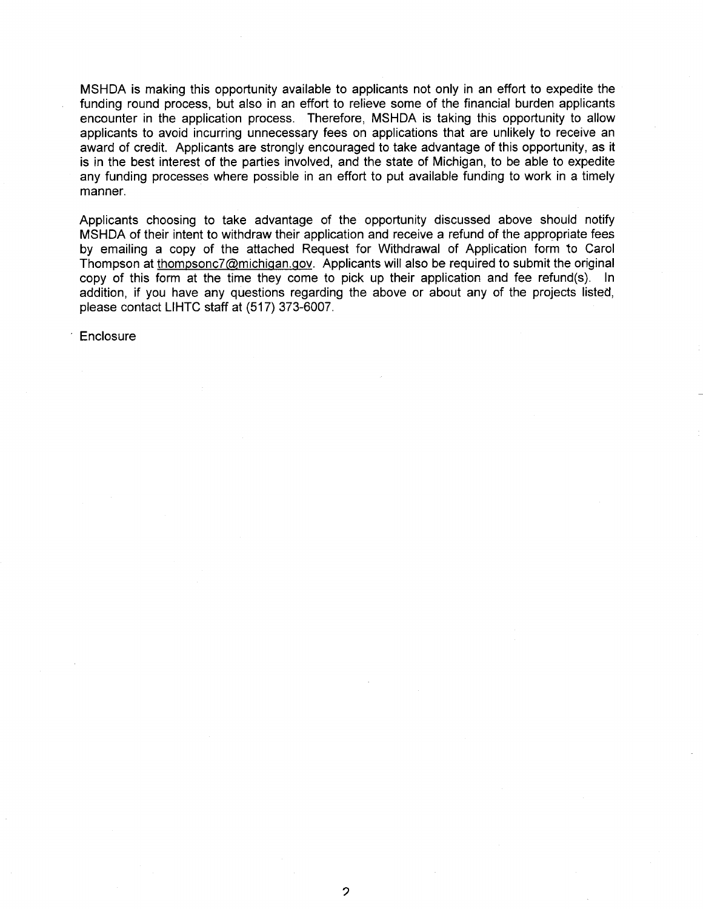MSHDA is making this opportunity available to applicants not only in an effort to expedite the funding round process, but also in an effort to relieve some of the financial burden applicants encounter in the application process. Therefore, MSHDA is taking this opportunity to allow applicants to avoid incurring unnecessary fees on applications that are unlikely to receive an award of credit. Applicants are strongly encouraged to take advantage of this opportunity, as it is in the best interest of the parties involved, and the state of Michigan, to be able to expedite any funding processes where possible in an effort to put available funding to work in a timely manner.

Applicants choosing to take advantage of the opportunity discussed above should notify MSHDA of their intent to withdraw their application and receive a refund of the appropriate fees by emailing a copy of the attached Request for Withdrawal of Application form to Carol Thompson at thompsonc7@michigan.gov. Applicants will also be required to submit the original copy of this form at the time they come to pick up their application and fee refund(s). In addition, if you have any questions regarding the above or about any of the projects listed, please contact LIHTC staff at (517) 373-6007.

Enclosure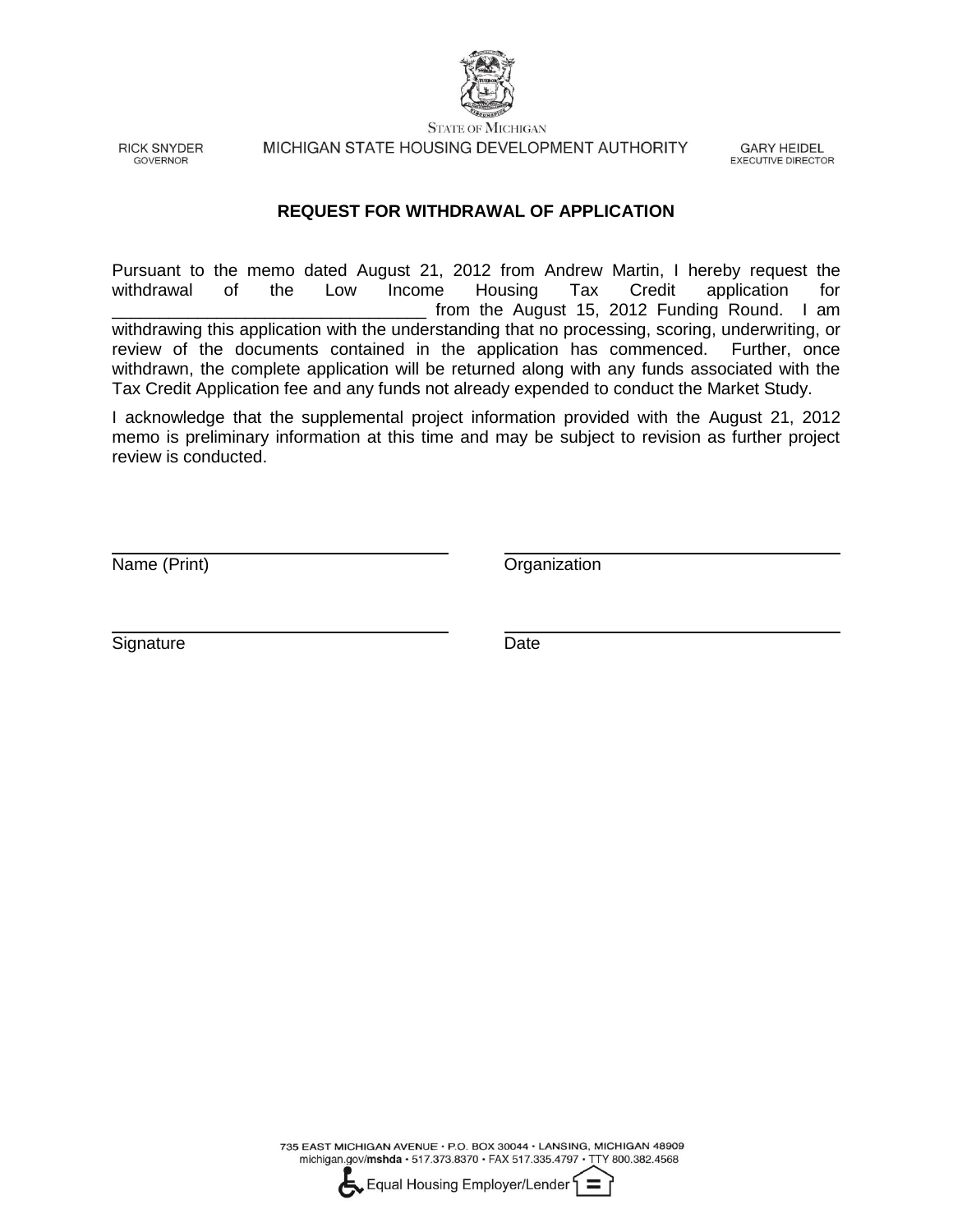STATE OF MICHIGAN

RICK SNYDER
GOVERNOR

MICHIGAN STATE HOUSING DEVELOPMENT AUTHORITY

GARY HEIDEL
EXECUTIVE DIRECTOR

**REQUEST FOR WITHDRAWAL OF APPLICATION**

Pursuant to the memo dated August 21, 2012 from Andrew Martin, I hereby request the withdrawal of the Low Income Housing Tax Credit application for _________________________________ from the August 15, 2012 Funding Round. I am withdrawing this application with the understanding that no processing, scoring, underwriting, or review of the documents contained in the application has commenced. Further, once withdrawn, the complete application will be returned along with any funds associated with the Tax Credit Application fee and any funds not already expended to conduct the Market Study.

I acknowledge that the supplemental project information provided with the August 21, 2012 memo is preliminary information at this time and may be subject to revision as further project review is conducted.

___________________________________ ___________________________________
Name (Print) Organization

___________________________________ ___________________________________
Signature Date

735 EAST MICHIGAN AVENUE • P.O. BOX 30044 • LANSING, MICHIGAN 48909
michigan.gov/**mshda** • 517.373.8370 • FAX 517.335.4797 • TTY 800.382.4568

Equal Housing Employer/Lender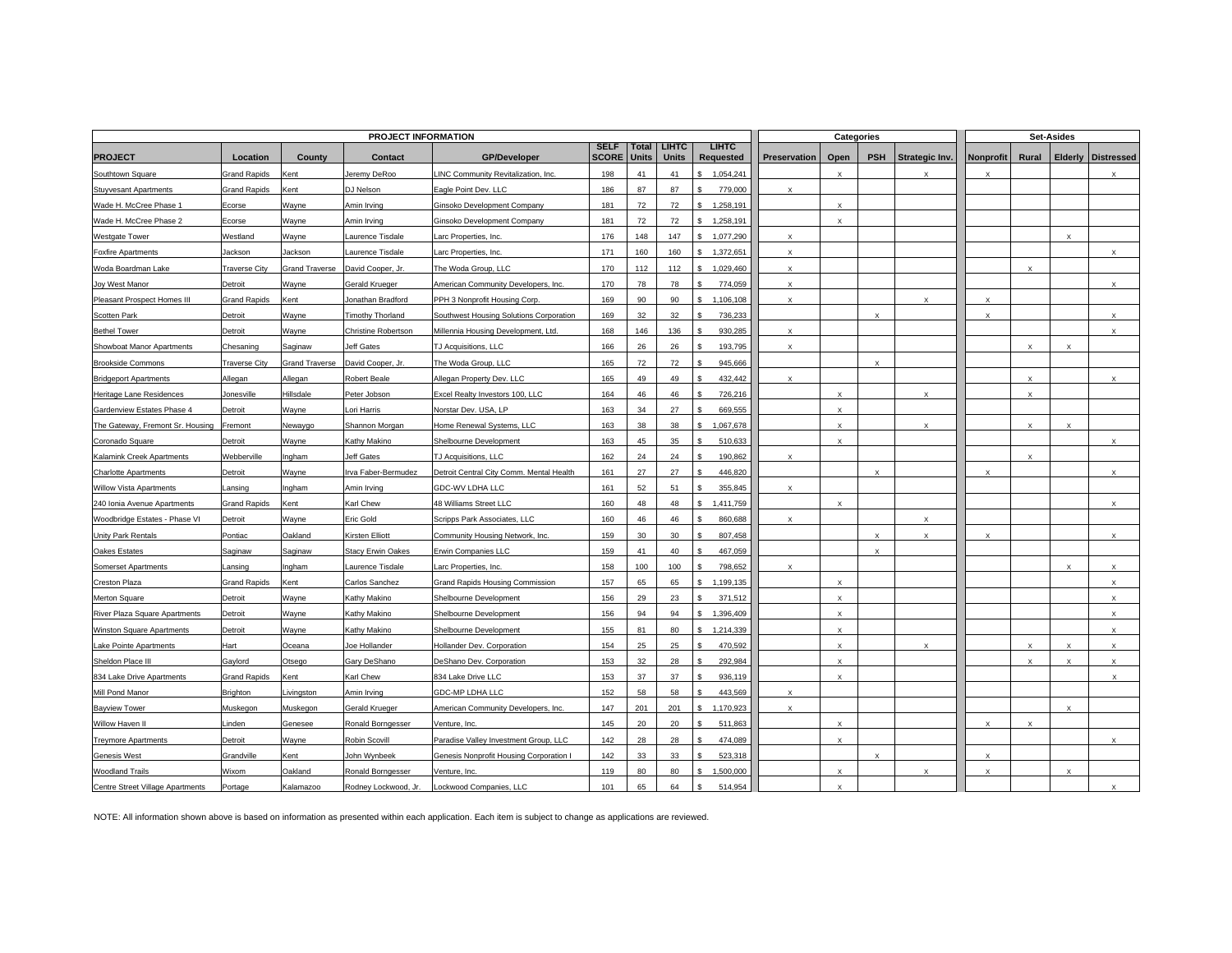| PROJECT INFORMATION | | | | | | | | | Categories | | | | Set-Asides | | | |
|---|---|---|---|---|---|---|---|---|---|---|---|---|---|---|---|---|
| PROJECT | Location | County | Contact | GP/Developer | SELF SCORE | Total Units | LIHTC Units | LIHTC Requested | Preservation | Open | PSH | Strategic Inv. | Nonprofit | Rural | Elderly | Distressed |
| Southtown Square | Grand Rapids | Kent | Jeremy DeRoo | LINC Community Revitalization, Inc. | 198 | 41 | 41 | $ 1,054,241 | | x | | x | x | | | x |
| Stuyvesant Apartments | Grand Rapids | Kent | DJ Nelson | Eagle Point Dev. LLC | 186 | 87 | 87 | $ 779,000 | x | | | | | | | |
| Wade H. McCree Phase 1 | Ecorse | Wayne | Amin Irving | Ginsoko Development Company | 181 | 72 | 72 | $ 1,258,191 | | x | | | | | | |
| Wade H. McCree Phase 2 | Ecorse | Wayne | Amin Irving | Ginsoko Development Company | 181 | 72 | 72 | $ 1,258,191 | | x | | | | | | |
| Westgate Tower | Westland | Wayne | Laurence Tisdale | Larc Properties, Inc. | 176 | 148 | 147 | $ 1,077,290 | x | | | | | | x | |
| Foxfire Apartments | Jackson | Jackson | Laurence Tisdale | Larc Properties, Inc. | 171 | 160 | 160 | $ 1,372,651 | x | | | | | | | x |
| Woda Boardman Lake | Traverse City | Grand Traverse | David Cooper, Jr. | The Woda Group, LLC | 170 | 112 | 112 | $ 1,029,460 | x | | | | | x | | |
| Joy West Manor | Detroit | Wayne | Gerald Krueger | American Community Developers, Inc. | 170 | 78 | 78 | $ 774,059 | x | | | | | | | x |
| Pleasant Prospect Homes III | Grand Rapids | Kent | Jonathan Bradford | PPH 3 Nonprofit Housing Corp. | 169 | 90 | 90 | $ 1,106,108 | x | | | x | x | | | |
| Scotten Park | Detroit | Wayne | Timothy Thorland | Southwest Housing Solutions Corporation | 169 | 32 | 32 | $ 736,233 | | | x | | x | | | x |
| Bethel Tower | Detroit | Wayne | Christine Robertson | Millennia Housing Development, Ltd. | 168 | 146 | 136 | $ 930,285 | x | | | | | | | x |
| Showboat Manor Apartments | Chesaning | Saginaw | Jeff Gates | TJ Acquisitions, LLC | 166 | 26 | 26 | $ 193,795 | x | | | | | x | x | |
| Brookside Commons | Traverse City | Grand Traverse | David Cooper, Jr. | The Woda Group, LLC | 165 | 72 | 72 | $ 945,666 | | | x | | | | | |
| Bridgeport Apartments | Allegan | Allegan | Robert Beale | Allegan Property Dev. LLC | 165 | 49 | 49 | $ 432,442 | x | | | | | x | | x |
| Heritage Lane Residences | Jonesville | Hillsdale | Peter Jobson | Excel Realty Investors 100, LLC | 164 | 46 | 46 | $ 726,216 | | x | | x | | x | | |
| Gardenview Estates Phase 4 | Detroit | Wayne | Lori Harris | Norstar Dev. USA, LP | 163 | 34 | 27 | $ 669,555 | | x | | | | | | |
| The Gateway, Fremont Sr. Housing | Fremont | Newaygo | Shannon Morgan | Home Renewal Systems, LLC | 163 | 38 | 38 | $ 1,067,678 | | x | | x | | x | x | |
| Coronado Square | Detroit | Wayne | Kathy Makino | Shelbourne Development | 163 | 45 | 35 | $ 510,633 | | x | | | | | | x |
| Kalamink Creek Apartments | Webberville | Ingham | Jeff Gates | TJ Acquisitions, LLC | 162 | 24 | 24 | $ 190,862 | x | | | | | x | | |
| Charlotte Apartments | Detroit | Wayne | Irva Faber-Bermudez | Detroit Central City Comm. Mental Health | 161 | 27 | 27 | $ 446,820 | | | x | | x | | | x |
| Willow Vista Apartments | Lansing | Ingham | Amin Irving | GDC-WV LDHA LLC | 161 | 52 | 51 | $ 355,845 | x | | | | | | | |
| 240 Ionia Avenue Apartments | Grand Rapids | Kent | Karl Chew | 48 Williams Street LLC | 160 | 48 | 48 | $ 1,411,759 | | x | | | | | | x |
| Woodbridge Estates - Phase VI | Detroit | Wayne | Eric Gold | Scripps Park Associates, LLC | 160 | 46 | 46 | $ 860,688 | x | | | x | | | | |
| Unity Park Rentals | Pontiac | Oakland | Kirsten Elliott | Community Housing Network, Inc. | 159 | 30 | 30 | $ 807,458 | | | x | x | x | | | x |
| Oakes Estates | Saginaw | Saginaw | Stacy Erwin Oakes | Erwin Companies LLC | 159 | 41 | 40 | $ 467,059 | | | x | | | | | |
| Somerset Apartments | Lansing | Ingham | Laurence Tisdale | Larc Properties, Inc. | 158 | 100 | 100 | $ 798,652 | x | | | | | | x | x |
| Creston Plaza | Grand Rapids | Kent | Carlos Sanchez | Grand Rapids Housing Commission | 157 | 65 | 65 | $ 1,199,135 | | x | | | | | | x |
| Merton Square | Detroit | Wayne | Kathy Makino | Shelbourne Development | 156 | 29 | 23 | $ 371,512 | | x | | | | | | x |
| River Plaza Square Apartments | Detroit | Wayne | Kathy Makino | Shelbourne Development | 156 | 94 | 94 | $ 1,396,409 | | x | | | | | | x |
| Winston Square Apartments | Detroit | Wayne | Kathy Makino | Shelbourne Development | 155 | 81 | 80 | $ 1,214,339 | | x | | | | | | x |
| Lake Pointe Apartments | Hart | Oceana | Joe Hollander | Hollander Dev. Corporation | 154 | 25 | 25 | $ 470,592 | | x | | x | | x | x | x |
| Sheldon Place III | Gaylord | Otsego | Gary DeShano | DeShano Dev. Corporation | 153 | 32 | 28 | $ 292,984 | | x | | | | x | x | x |
| 834 Lake Drive Apartments | Grand Rapids | Kent | Karl Chew | 834 Lake Drive LLC | 153 | 37 | 37 | $ 936,119 | | x | | | | | | x |
| Mill Pond Manor | Brighton | Livingston | Amin Irving | GDC-MP LDHA LLC | 152 | 58 | 58 | $ 443,569 | x | | | | | | | |
| Bayview Tower | Muskegon | Muskegon | Gerald Krueger | American Community Developers, Inc. | 147 | 201 | 201 | $ 1,170,923 | x | | | | | | x | |
| Willow Haven II | Linden | Genesee | Ronald Borngesser | Venture, Inc. | 145 | 20 | 20 | $ 511,863 | | x | | | x | x | | |
| Treymore Apartments | Detroit | Wayne | Robin Scovill | Paradise Valley Investment Group, LLC | 142 | 28 | 28 | $ 474,089 | | x | | | | | | x |
| Genesis West | Grandville | Kent | John Wynbeek | Genesis Nonprofit Housing Corporation I | 142 | 33 | 33 | $ 523,318 | | | x | | x | | | |
| Woodland Trails | Wixom | Oakland | Ronald Borngesser | Venture, Inc. | 119 | 80 | 80 | $ 1,500,000 | | x | | x | x | | x | |
| Centre Street Village Apartments | Portage | Kalamazoo | Rodney Lockwood, Jr. | Lockwood Companies, LLC | 101 | 65 | 64 | $ 514,954 | | x | | | | | | x |

NOTE: All information shown above is based on information as presented within each application. Each item is subject to change as applications are reviewed.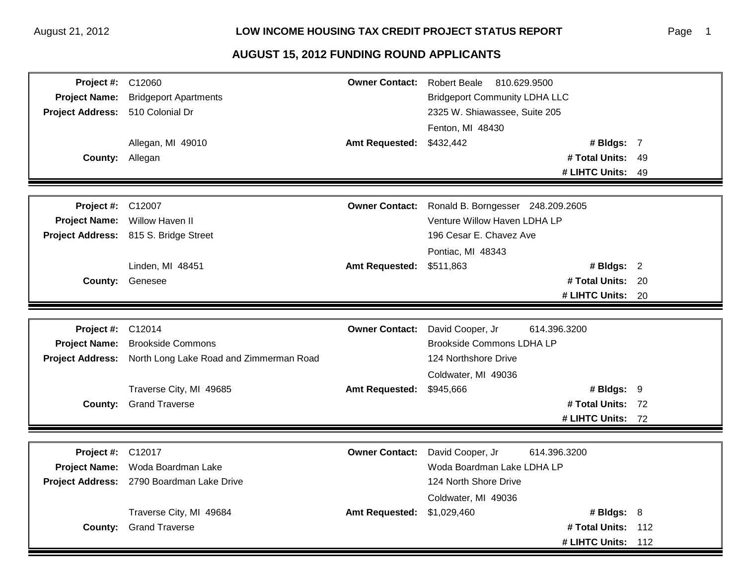## LOW INCOME HOUSING TAX CREDIT PROJECT STATUS REPORT

## AUGUST 15, 2012 FUNDING ROUND APPLICANTS

| | | | | | |
|---|---|---|---|---|---|
| **Project #:** | C12060 | **Owner Contact:** | Robert Beale 810.629.9500 | | |
| **Project Name:** | Bridgeport Apartments | | Bridgeport Community LDHA LLC | | |
| **Project Address:** | 510 Colonial Dr | | 2325 W. Shiawassee, Suite 205 | | |
| | | | Fenton, MI 48430 | | |
| | Allegan, MI 49010 | **Amt Requested:** | $432,442 | **# Bldgs:** | 7 |
| **County:** | Allegan | | | **# Total Units:** | 49 |
| | | | | **# LIHTC Units:** | 49 |

| | | | | | |
|---|---|---|---|---|---|
| **Project #:** | C12007 | **Owner Contact:** | Ronald B. Borngesser 248.209.2605 | | |
| **Project Name:** | Willow Haven II | | Venture Willow Haven LDHA LP | | |
| **Project Address:** | 815 S. Bridge Street | | 196 Cesar E. Chavez Ave | | |
| | | | Pontiac, MI 48343 | | |
| | Linden, MI 48451 | **Amt Requested:** | $511,863 | **# Bldgs:** | 2 |
| **County:** | Genesee | | | **# Total Units:** | 20 |
| | | | | **# LIHTC Units:** | 20 |

| | | | | | |
|---|---|---|---|---|---|
| **Project #:** | C12014 | **Owner Contact:** | David Cooper, Jr 614.396.3200 | | |
| **Project Name:** | Brookside Commons | | Brookside Commons LDHA LP | | |
| **Project Address:** | North Long Lake Road and Zimmerman Road | | 124 Northshore Drive | | |
| | | | Coldwater, MI 49036 | | |
| | Traverse City, MI 49685 | **Amt Requested:** | $945,666 | **# Bldgs:** | 9 |
| **County:** | Grand Traverse | | | **# Total Units:** | 72 |
| | | | | **# LIHTC Units:** | 72 |

| | | | | | |
|---|---|---|---|---|---|
| **Project #:** | C12017 | **Owner Contact:** | David Cooper, Jr 614.396.3200 | | |
| **Project Name:** | Woda Boardman Lake | | Woda Boardman Lake LDHA LP | | |
| **Project Address:** | 2790 Boardman Lake Drive | | 124 North Shore Drive | | |
| | | | Coldwater, MI 49036 | | |
| | Traverse City, MI 49684 | **Amt Requested:** | $1,029,460 | **# Bldgs:** | 8 |
| **County:** | Grand Traverse | | | **# Total Units:** | 112 |
| | | | | **# LIHTC Units:** | 112 |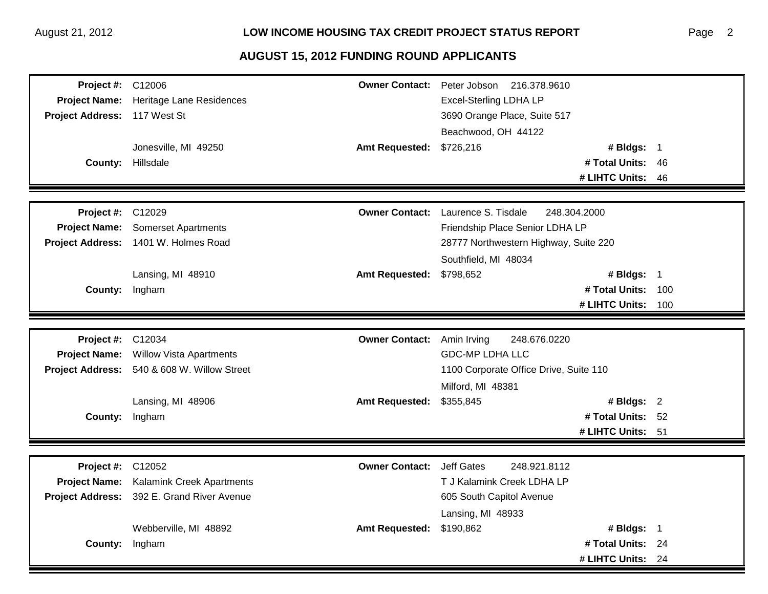## AUGUST 15, 2012 FUNDING ROUND APPLICANTS

| | | | | | |
|---|---|---|---|---|---|
| **Project #:** | C12006 | **Owner Contact:** | Peter Jobson 216.378.9610 | | |
| **Project Name:** | Heritage Lane Residences | | Excel-Sterling LDHA LP | | |
| **Project Address:** | 117 West St | | 3690 Orange Place, Suite 517 | | |
| | | | Beachwood, OH 44122 | | |
| | Jonesville, MI 49250 | **Amt Requested:** | $726,216 | **# Bldgs:** | 1 |
| **County:** | Hillsdale | | | **# Total Units:** | 46 |
| | | | | **# LIHTC Units:** | 46 |

| | | | | | |
|---|---|---|---|---|---|
| **Project #:** | C12029 | **Owner Contact:** | Laurence S. Tisdale 248.304.2000 | | |
| **Project Name:** | Somerset Apartments | | Friendship Place Senior LDHA LP | | |
| **Project Address:** | 1401 W. Holmes Road | | 28777 Northwestern Highway, Suite 220 | | |
| | | | Southfield, MI 48034 | | |
| | Lansing, MI 48910 | **Amt Requested:** | $798,652 | **# Bldgs:** | 1 |
| **County:** | Ingham | | | **# Total Units:** | 100 |
| | | | | **# LIHTC Units:** | 100 |

| | | | | | |
|---|---|---|---|---|---|
| **Project #:** | C12034 | **Owner Contact:** | Amin Irving 248.676.0220 | | |
| **Project Name:** | Willow Vista Apartments | | GDC-MP LDHA LLC | | |
| **Project Address:** | 540 & 608 W. Willow Street | | 1100 Corporate Office Drive, Suite 110 | | |
| | | | Milford, MI 48381 | | |
| | Lansing, MI 48906 | **Amt Requested:** | $355,845 | **# Bldgs:** | 2 |
| **County:** | Ingham | | | **# Total Units:** | 52 |
| | | | | **# LIHTC Units:** | 51 |

| | | | | | |
|---|---|---|---|---|---|
| **Project #:** | C12052 | **Owner Contact:** | Jeff Gates 248.921.8112 | | |
| **Project Name:** | Kalamink Creek Apartments | | T J Kalamink Creek LDHA LP | | |
| **Project Address:** | 392 E. Grand River Avenue | | 605 South Capitol Avenue | | |
| | | | Lansing, MI 48933 | | |
| | Webberville, MI 48892 | **Amt Requested:** | $190,862 | **# Bldgs:** | 1 |
| **County:** | Ingham | | | **# Total Units:** | 24 |
| | | | | **# LIHTC Units:** | 24 |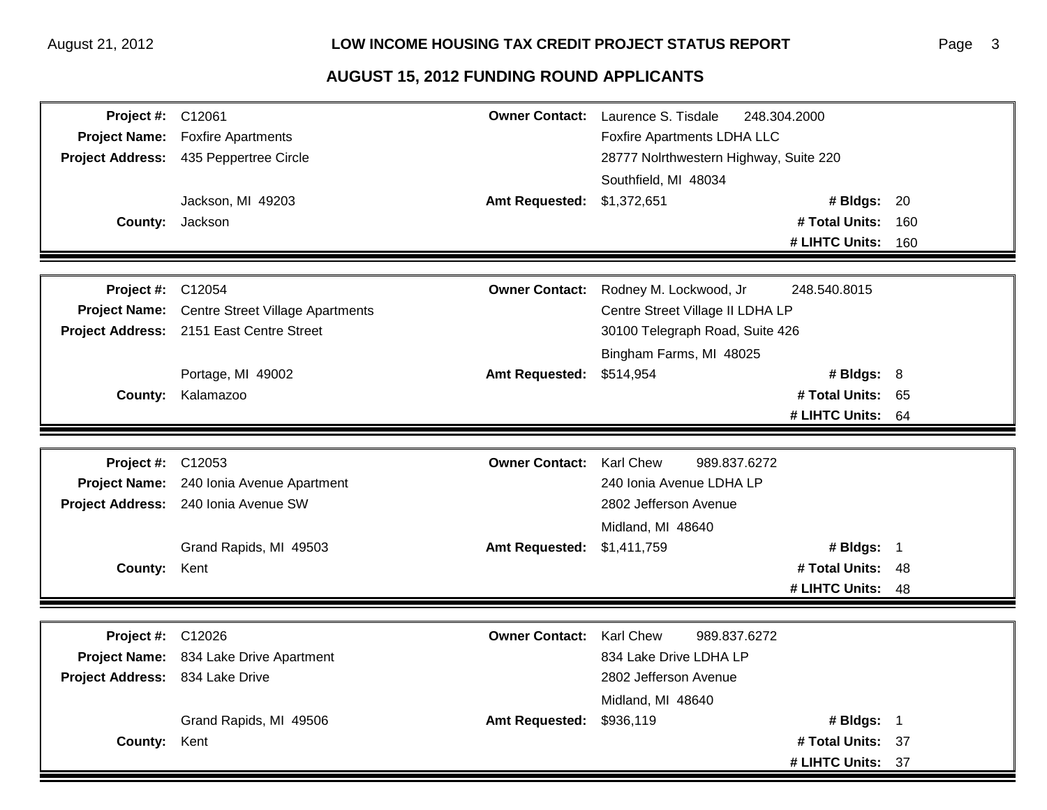## AUGUST 15, 2012 FUNDING ROUND APPLICANTS

| | | | | | |
|---|---|---|---|---|---|
| **Project #:** | C12061 | **Owner Contact:** | Laurence S. Tisdale 248.304.2000 | | |
| **Project Name:** | Foxfire Apartments | | Foxfire Apartments LDHA LLC | | |
| **Project Address:** | 435 Peppertree Circle | | 28777 Nolrthwestern Highway, Suite 220 | | |
| | | | Southfield, MI 48034 | | |
| | Jackson, MI 49203 | **Amt Requested:** | $1,372,651 | **# Bldgs:** | 20 |
| **County:** | Jackson | | | **# Total Units:** | 160 |
| | | | | **# LIHTC Units:** | 160 |

| | | | | | |
|---|---|---|---|---|---|
| **Project #:** | C12054 | **Owner Contact:** | Rodney M. Lockwood, Jr 248.540.8015 | | |
| **Project Name:** | Centre Street Village Apartments | | Centre Street Village II LDHA LP | | |
| **Project Address:** | 2151 East Centre Street | | 30100 Telegraph Road, Suite 426 | | |
| | | | Bingham Farms, MI 48025 | | |
| | Portage, MI 49002 | **Amt Requested:** | $514,954 | **# Bldgs:** | 8 |
| **County:** | Kalamazoo | | | **# Total Units:** | 65 |
| | | | | **# LIHTC Units:** | 64 |

| | | | | | |
|---|---|---|---|---|---|
| **Project #:** | C12053 | **Owner Contact:** | Karl Chew 989.837.6272 | | |
| **Project Name:** | 240 Ionia Avenue Apartment | | 240 Ionia Avenue LDHA LP | | |
| **Project Address:** | 240 Ionia Avenue SW | | 2802 Jefferson Avenue | | |
| | | | Midland, MI 48640 | | |
| | Grand Rapids, MI 49503 | **Amt Requested:** | $1,411,759 | **# Bldgs:** | 1 |
| **County:** | Kent | | | **# Total Units:** | 48 |
| | | | | **# LIHTC Units:** | 48 |

| | | | | | |
|---|---|---|---|---|---|
| **Project #:** | C12026 | **Owner Contact:** | Karl Chew 989.837.6272 | | |
| **Project Name:** | 834 Lake Drive Apartment | | 834 Lake Drive LDHA LP | | |
| **Project Address:** | 834 Lake Drive | | 2802 Jefferson Avenue | | |
| | | | Midland, MI 48640 | | |
| | Grand Rapids, MI 49506 | **Amt Requested:** | $936,119 | **# Bldgs:** | 1 |
| **County:** | Kent | | | **# Total Units:** | 37 |
| | | | | **# LIHTC Units:** | 37 |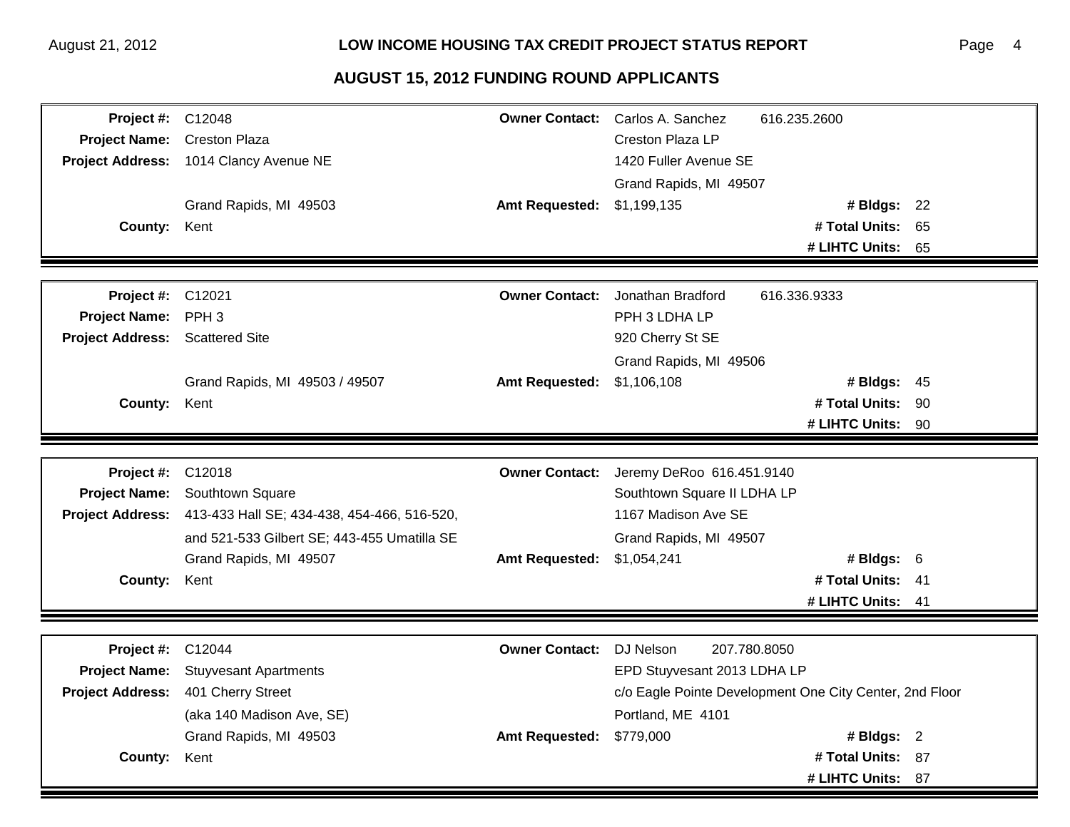## AUGUST 15, 2012 FUNDING ROUND APPLICANTS

| | | | | | |
|---|---|---|---|---|---|
| **Project #:** | C12048 | **Owner Contact:** | Carlos A. Sanchez 616.235.2600 | | |
| **Project Name:** | Creston Plaza | | Creston Plaza LP | | |
| **Project Address:** | 1014 Clancy Avenue NE | | 1420 Fuller Avenue SE | | |
| | | | Grand Rapids, MI 49507 | | |
| | Grand Rapids, MI 49503 | **Amt Requested:** | $1,199,135 | **# Bldgs:** | 22 |
| **County:** | Kent | | | **# Total Units:** | 65 |
| | | | | **# LIHTC Units:** | 65 |

| | | | | | |
|---|---|---|---|---|---|
| **Project #:** | C12021 | **Owner Contact:** | Jonathan Bradford 616.336.9333 | | |
| **Project Name:** | PPH 3 | | PPH 3 LDHA LP | | |
| **Project Address:** | Scattered Site | | 920 Cherry St SE | | |
| | | | Grand Rapids, MI 49506 | | |
| | Grand Rapids, MI 49503 / 49507 | **Amt Requested:** | $1,106,108 | **# Bldgs:** | 45 |
| **County:** | Kent | | | **# Total Units:** | 90 |
| | | | | **# LIHTC Units:** | 90 |

| | | | | | |
|---|---|---|---|---|---|
| **Project #:** | C12018 | **Owner Contact:** | Jeremy DeRoo 616.451.9140 | | |
| **Project Name:** | Southtown Square | | Southtown Square II LDHA LP | | |
| **Project Address:** | 413-433 Hall SE; 434-438, 454-466, 516-520, | | 1167 Madison Ave SE | | |
| | and 521-533 Gilbert SE; 443-455 Umatilla SE | | Grand Rapids, MI 49507 | | |
| | Grand Rapids, MI 49507 | **Amt Requested:** | $1,054,241 | **# Bldgs:** | 6 |
| **County:** | Kent | | | **# Total Units:** | 41 |
| | | | | **# LIHTC Units:** | 41 |

| | | | | | |
|---|---|---|---|---|---|
| **Project #:** | C12044 | **Owner Contact:** | DJ Nelson 207.780.8050 | | |
| **Project Name:** | Stuyvesant Apartments | | EPD Stuyvesant 2013 LDHA LP | | |
| **Project Address:** | 401 Cherry Street | | c/o Eagle Pointe Development One City Center, 2nd Floor | | |
| | (aka 140 Madison Ave, SE) | | Portland, ME 4101 | | |
| | Grand Rapids, MI 49503 | **Amt Requested:** | $779,000 | **# Bldgs:** | 2 |
| **County:** | Kent | | | **# Total Units:** | 87 |
| | | | | **# LIHTC Units:** | 87 |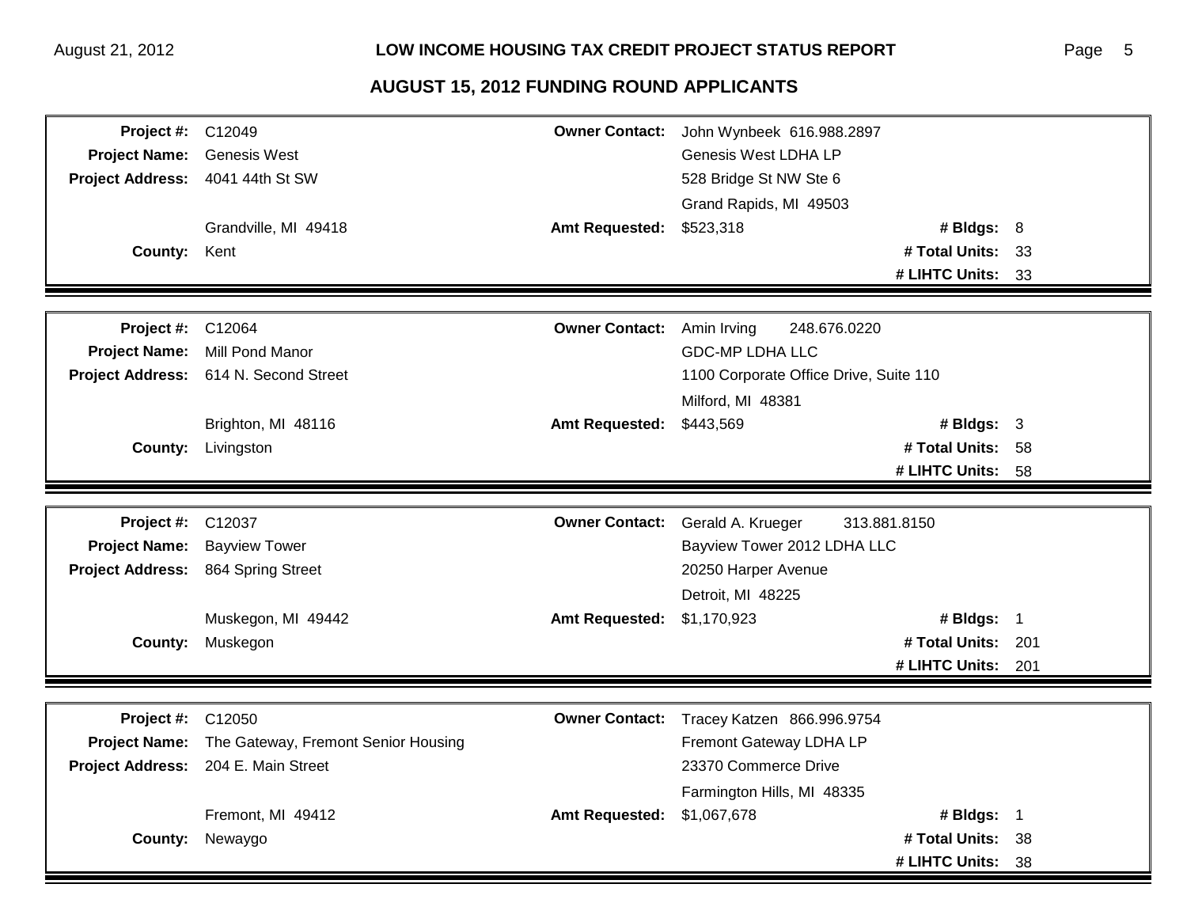## AUGUST 15, 2012 FUNDING ROUND APPLICANTS

| | | | | | |
|---|---|---|---|---|---|
| **Project #:** | C12049 | **Owner Contact:** | John Wynbeek 616.988.2897 | | |
| **Project Name:** | Genesis West | | Genesis West LDHA LP | | |
| **Project Address:** | 4041 44th St SW | | 528 Bridge St NW Ste 6 | | |
| | | | Grand Rapids, MI 49503 | | |
| | Grandville, MI 49418 | **Amt Requested:** | $523,318 | **# Bldgs:** | 8 |
| **County:** | Kent | | | **# Total Units:** | 33 |
| | | | | **# LIHTC Units:** | 33 |

| | | | | | |
|---|---|---|---|---|---|
| **Project #:** | C12064 | **Owner Contact:** | Amin Irving 248.676.0220 | | |
| **Project Name:** | Mill Pond Manor | | GDC-MP LDHA LLC | | |
| **Project Address:** | 614 N. Second Street | | 1100 Corporate Office Drive, Suite 110 | | |
| | | | Milford, MI 48381 | | |
| | Brighton, MI 48116 | **Amt Requested:** | $443,569 | **# Bldgs:** | 3 |
| **County:** | Livingston | | | **# Total Units:** | 58 |
| | | | | **# LIHTC Units:** | 58 |

| | | | | | |
|---|---|---|---|---|---|
| **Project #:** | C12037 | **Owner Contact:** | Gerald A. Krueger 313.881.8150 | | |
| **Project Name:** | Bayview Tower | | Bayview Tower 2012 LDHA LLC | | |
| **Project Address:** | 864 Spring Street | | 20250 Harper Avenue | | |
| | | | Detroit, MI 48225 | | |
| | Muskegon, MI 49442 | **Amt Requested:** | $1,170,923 | **# Bldgs:** | 1 |
| **County:** | Muskegon | | | **# Total Units:** | 201 |
| | | | | **# LIHTC Units:** | 201 |

| | | | | | |
|---|---|---|---|---|---|
| **Project #:** | C12050 | **Owner Contact:** | Tracey Katzen 866.996.9754 | | |
| **Project Name:** | The Gateway, Fremont Senior Housing | | Fremont Gateway LDHA LP | | |
| **Project Address:** | 204 E. Main Street | | 23370 Commerce Drive | | |
| | | | Farmington Hills, MI 48335 | | |
| | Fremont, MI 49412 | **Amt Requested:** | $1,067,678 | **# Bldgs:** | 1 |
| **County:** | Newaygo | | | **# Total Units:** | 38 |
| | | | | **# LIHTC Units:** | 38 |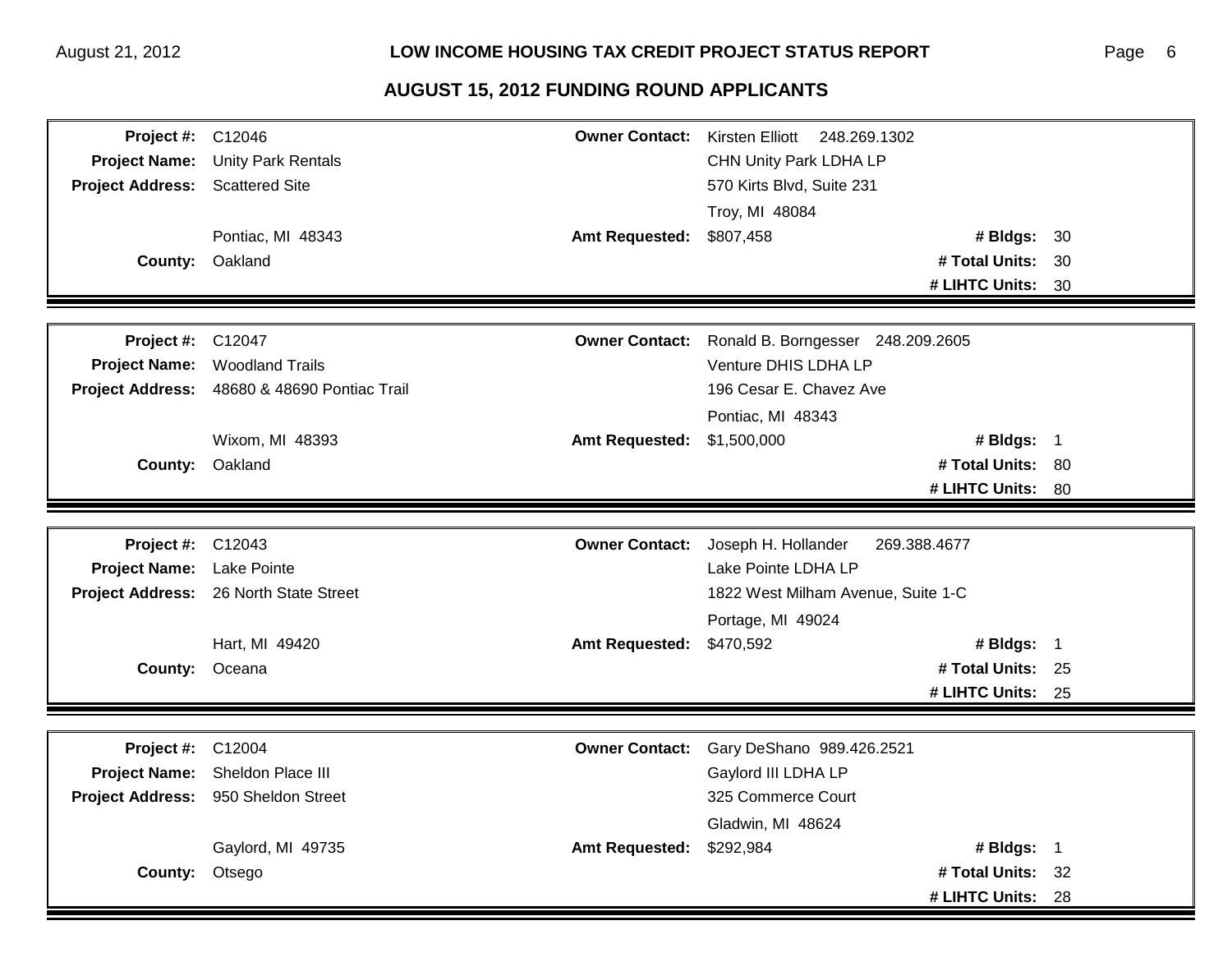## AUGUST 15, 2012 FUNDING ROUND APPLICANTS

| | | | | | |
|---|---|---|---|---|---|
| **Project #:** | C12046 | **Owner Contact:** | Kirsten Elliott 248.269.1302 | | |
| **Project Name:** | Unity Park Rentals | | CHN Unity Park LDHA LP | | |
| **Project Address:** | Scattered Site | | 570 Kirts Blvd, Suite 231 | | |
| | | | Troy, MI 48084 | | |
| | Pontiac, MI 48343 | **Amt Requested:** | $807,458 | **# Bldgs:** | 30 |
| **County:** | Oakland | | | **# Total Units:** | 30 |
| | | | | **# LIHTC Units:** | 30 |

| | | | | | |
|---|---|---|---|---|---|
| **Project #:** | C12047 | **Owner Contact:** | Ronald B. Borngesser 248.209.2605 | | |
| **Project Name:** | Woodland Trails | | Venture DHIS LDHA LP | | |
| **Project Address:** | 48680 & 48690 Pontiac Trail | | 196 Cesar E. Chavez Ave | | |
| | | | Pontiac, MI 48343 | | |
| | Wixom, MI 48393 | **Amt Requested:** | $1,500,000 | **# Bldgs:** | 1 |
| **County:** | Oakland | | | **# Total Units:** | 80 |
| | | | | **# LIHTC Units:** | 80 |

| | | | | | |
|---|---|---|---|---|---|
| **Project #:** | C12043 | **Owner Contact:** | Joseph H. Hollander 269.388.4677 | | |
| **Project Name:** | Lake Pointe | | Lake Pointe LDHA LP | | |
| **Project Address:** | 26 North State Street | | 1822 West Milham Avenue, Suite 1-C | | |
| | | | Portage, MI 49024 | | |
| | Hart, MI 49420 | **Amt Requested:** | $470,592 | **# Bldgs:** | 1 |
| **County:** | Oceana | | | **# Total Units:** | 25 |
| | | | | **# LIHTC Units:** | 25 |

| | | | | | |
|---|---|---|---|---|---|
| **Project #:** | C12004 | **Owner Contact:** | Gary DeShano 989.426.2521 | | |
| **Project Name:** | Sheldon Place III | | Gaylord III LDHA LP | | |
| **Project Address:** | 950 Sheldon Street | | 325 Commerce Court | | |
| | | | Gladwin, MI 48624 | | |
| | Gaylord, MI 49735 | **Amt Requested:** | $292,984 | **# Bldgs:** | 1 |
| **County:** | Otsego | | | **# Total Units:** | 32 |
| | | | | **# LIHTC Units:** | 28 |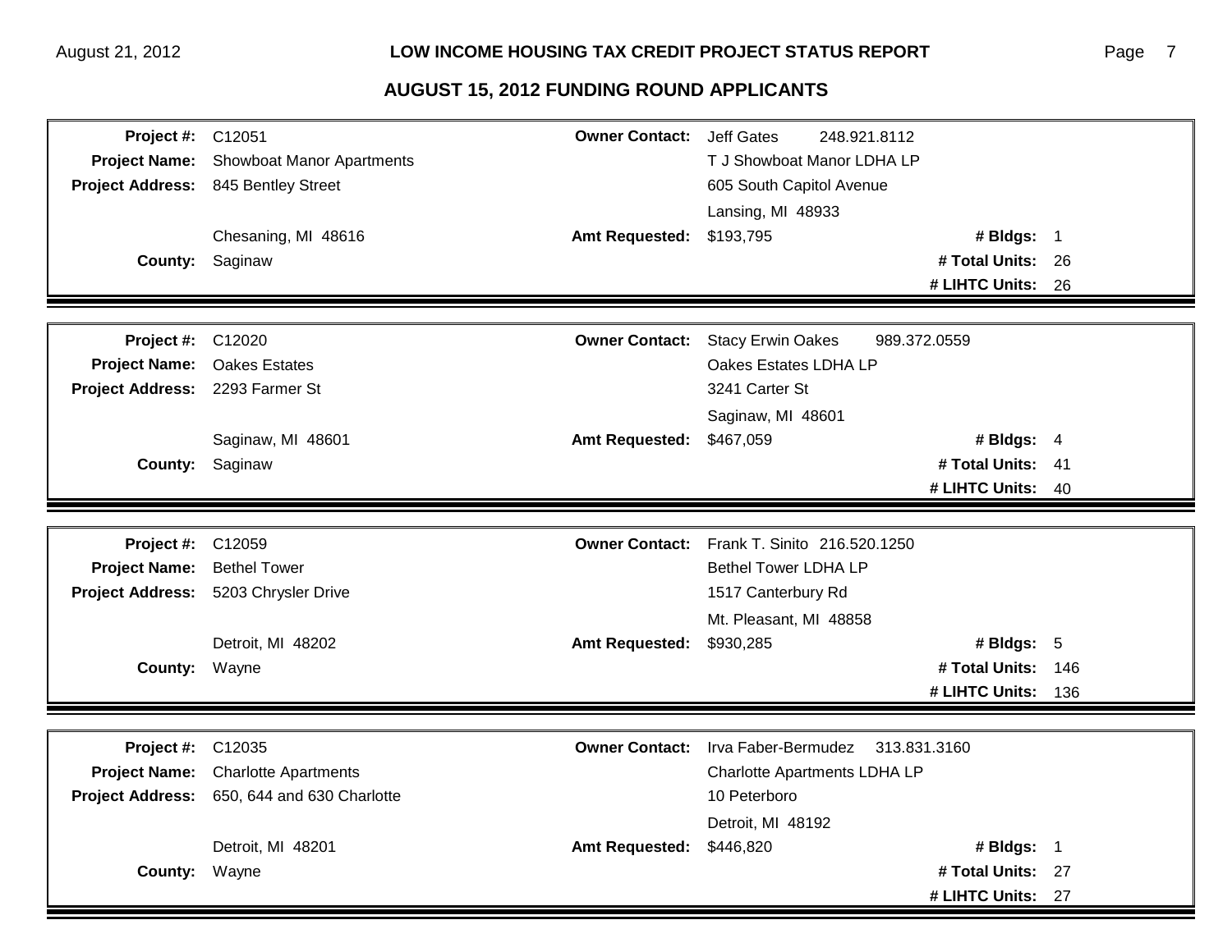## AUGUST 15, 2012 FUNDING ROUND APPLICANTS

| | | | | | |
|---|---|---|---|---|---|
| **Project #:** | C12051 | **Owner Contact:** | Jeff Gates 248.921.8112 | | |
| **Project Name:** | Showboat Manor Apartments | | T J Showboat Manor LDHA LP | | |
| **Project Address:** | 845 Bentley Street | | 605 South Capitol Avenue | | |
| | | | Lansing, MI 48933 | | |
| | Chesaning, MI 48616 | **Amt Requested:** | $193,795 | **# Bldgs:** | 1 |
| **County:** | Saginaw | | | **# Total Units:** | 26 |
| | | | | **# LIHTC Units:** | 26 |

| | | | | | |
|---|---|---|---|---|---|
| **Project #:** | C12020 | **Owner Contact:** | Stacy Erwin Oakes 989.372.0559 | | |
| **Project Name:** | Oakes Estates | | Oakes Estates LDHA LP | | |
| **Project Address:** | 2293 Farmer St | | 3241 Carter St | | |
| | | | Saginaw, MI 48601 | | |
| | Saginaw, MI 48601 | **Amt Requested:** | $467,059 | **# Bldgs:** | 4 |
| **County:** | Saginaw | | | **# Total Units:** | 41 |
| | | | | **# LIHTC Units:** | 40 |

| | | | | | |
|---|---|---|---|---|---|
| **Project #:** | C12059 | **Owner Contact:** | Frank T. Sinito 216.520.1250 | | |
| **Project Name:** | Bethel Tower | | Bethel Tower LDHA LP | | |
| **Project Address:** | 5203 Chrysler Drive | | 1517 Canterbury Rd | | |
| | | | Mt. Pleasant, MI 48858 | | |
| | Detroit, MI 48202 | **Amt Requested:** | $930,285 | **# Bldgs:** | 5 |
| **County:** | Wayne | | | **# Total Units:** | 146 |
| | | | | **# LIHTC Units:** | 136 |

| | | | | | |
|---|---|---|---|---|---|
| **Project #:** | C12035 | **Owner Contact:** | Irva Faber-Bermudez 313.831.3160 | | |
| **Project Name:** | Charlotte Apartments | | Charlotte Apartments LDHA LP | | |
| **Project Address:** | 650, 644 and 630 Charlotte | | 10 Peterboro | | |
| | | | Detroit, MI 48192 | | |
| | Detroit, MI 48201 | **Amt Requested:** | $446,820 | **# Bldgs:** | 1 |
| **County:** | Wayne | | | **# Total Units:** | 27 |
| | | | | **# LIHTC Units:** | 27 |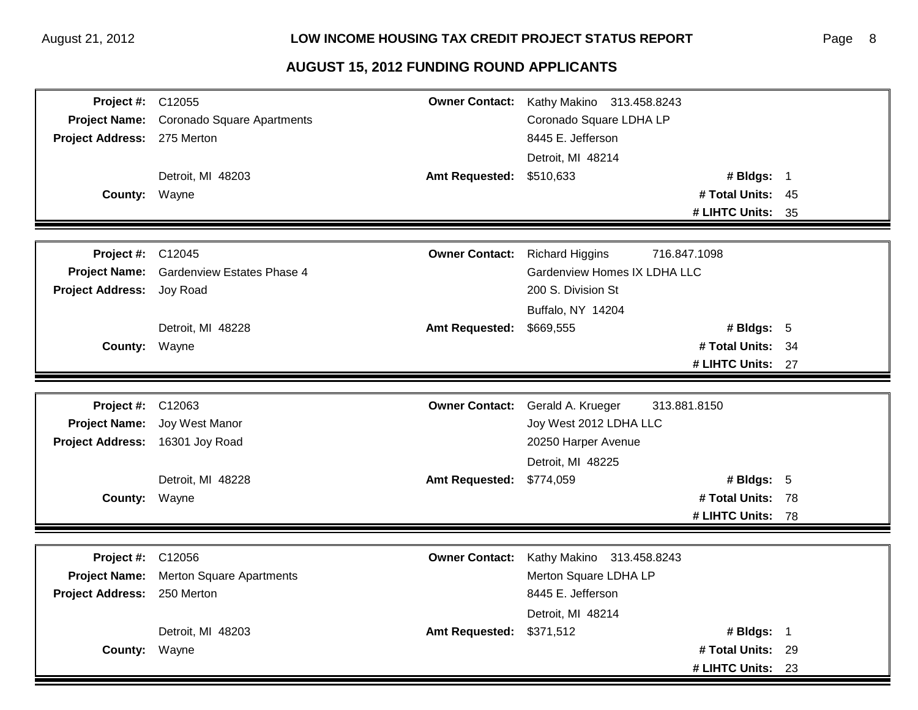## AUGUST 15, 2012 FUNDING ROUND APPLICANTS

| | | | | | |
|---|---|---|---|---|---|
| **Project #:** | C12055 | **Owner Contact:** | Kathy Makino 313.458.8243 | | |
| **Project Name:** | Coronado Square Apartments | | Coronado Square LDHA LP | | |
| **Project Address:** | 275 Merton | | 8445 E. Jefferson | | |
| | | | Detroit, MI 48214 | | |
| | Detroit, MI 48203 | **Amt Requested:** | $510,633 | **# Bldgs:** | 1 |
| **County:** | Wayne | | | **# Total Units:** | 45 |
| | | | | **# LIHTC Units:** | 35 |

| | | | | | |
|---|---|---|---|---|---|
| **Project #:** | C12045 | **Owner Contact:** | Richard Higgins 716.847.1098 | | |
| **Project Name:** | Gardenview Estates Phase 4 | | Gardenview Homes IX LDHA LLC | | |
| **Project Address:** | Joy Road | | 200 S. Division St | | |
| | | | Buffalo, NY 14204 | | |
| | Detroit, MI 48228 | **Amt Requested:** | $669,555 | **# Bldgs:** | 5 |
| **County:** | Wayne | | | **# Total Units:** | 34 |
| | | | | **# LIHTC Units:** | 27 |

| | | | | | |
|---|---|---|---|---|---|
| **Project #:** | C12063 | **Owner Contact:** | Gerald A. Krueger 313.881.8150 | | |
| **Project Name:** | Joy West Manor | | Joy West 2012 LDHA LLC | | |
| **Project Address:** | 16301 Joy Road | | 20250 Harper Avenue | | |
| | | | Detroit, MI 48225 | | |
| | Detroit, MI 48228 | **Amt Requested:** | $774,059 | **# Bldgs:** | 5 |
| **County:** | Wayne | | | **# Total Units:** | 78 |
| | | | | **# LIHTC Units:** | 78 |

| | | | | | |
|---|---|---|---|---|---|
| **Project #:** | C12056 | **Owner Contact:** | Kathy Makino 313.458.8243 | | |
| **Project Name:** | Merton Square Apartments | | Merton Square LDHA LP | | |
| **Project Address:** | 250 Merton | | 8445 E. Jefferson | | |
| | | | Detroit, MI 48214 | | |
| | Detroit, MI 48203 | **Amt Requested:** | $371,512 | **# Bldgs:** | 1 |
| **County:** | Wayne | | | **# Total Units:** | 29 |
| | | | | **# LIHTC Units:** | 23 |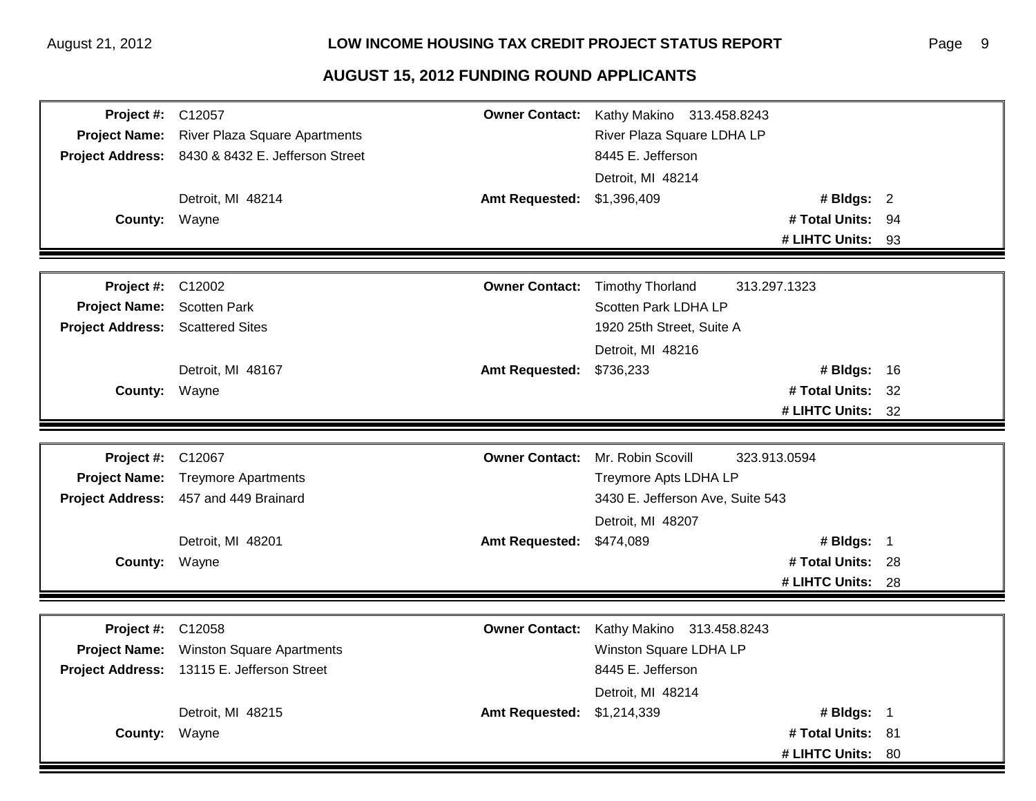## AUGUST 15, 2012 FUNDING ROUND APPLICANTS

| | | | | | |
|---|---|---|---|---|---|
| **Project #:** | C12057 | **Owner Contact:** | Kathy Makino 313.458.8243 | | |
| **Project Name:** | River Plaza Square Apartments | | River Plaza Square LDHA LP | | |
| **Project Address:** | 8430 & 8432 E. Jefferson Street | | 8445 E. Jefferson | | |
| | | | Detroit, MI 48214 | | |
| | Detroit, MI 48214 | **Amt Requested:** | $1,396,409 | **# Bldgs:** | 2 |
| **County:** | Wayne | | | **# Total Units:** | 94 |
| | | | | **# LIHTC Units:** | 93 |

| | | | | | |
|---|---|---|---|---|---|
| **Project #:** | C12002 | **Owner Contact:** | Timothy Thorland 313.297.1323 | | |
| **Project Name:** | Scotten Park | | Scotten Park LDHA LP | | |
| **Project Address:** | Scattered Sites | | 1920 25th Street, Suite A | | |
| | | | Detroit, MI 48216 | | |
| | Detroit, MI 48167 | **Amt Requested:** | $736,233 | **# Bldgs:** | 16 |
| **County:** | Wayne | | | **# Total Units:** | 32 |
| | | | | **# LIHTC Units:** | 32 |

| | | | | | |
|---|---|---|---|---|---|
| **Project #:** | C12067 | **Owner Contact:** | Mr. Robin Scovill 323.913.0594 | | |
| **Project Name:** | Treymore Apartments | | Treymore Apts LDHA LP | | |
| **Project Address:** | 457 and 449 Brainard | | 3430 E. Jefferson Ave, Suite 543 | | |
| | | | Detroit, MI 48207 | | |
| | Detroit, MI 48201 | **Amt Requested:** | $474,089 | **# Bldgs:** | 1 |
| **County:** | Wayne | | | **# Total Units:** | 28 |
| | | | | **# LIHTC Units:** | 28 |

| | | | | | |
|---|---|---|---|---|---|
| **Project #:** | C12058 | **Owner Contact:** | Kathy Makino 313.458.8243 | | |
| **Project Name:** | Winston Square Apartments | | Winston Square LDHA LP | | |
| **Project Address:** | 13115 E. Jefferson Street | | 8445 E. Jefferson | | |
| | | | Detroit, MI 48214 | | |
| | Detroit, MI 48215 | **Amt Requested:** | $1,214,339 | **# Bldgs:** | 1 |
| **County:** | Wayne | | | **# Total Units:** | 81 |
| | | | | **# LIHTC Units:** | 80 |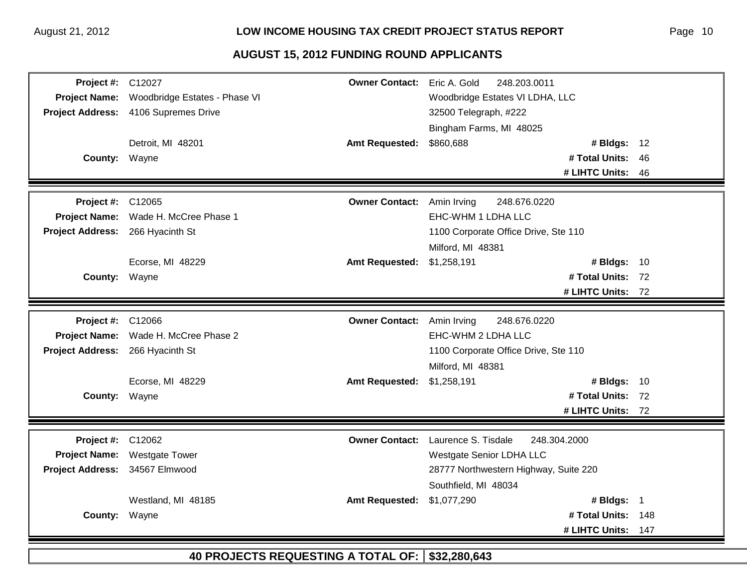## AUGUST 15, 2012 FUNDING ROUND APPLICANTS

| | | | | | |
|---|---|---|---|---|---|
| **Project #:** | C12027 | **Owner Contact:** | Eric A. Gold 248.203.0011 | | |
| **Project Name:** | Woodbridge Estates - Phase VI | | Woodbridge Estates VI LDHA, LLC | | |
| **Project Address:** | 4106 Supremes Drive | | 32500 Telegraph, #222 | | |
| | | | Bingham Farms, MI 48025 | | |
| | Detroit, MI 48201 | **Amt Requested:** | $860,688 | **# Bldgs:** | 12 |
| **County:** | Wayne | | | **# Total Units:** | 46 |
| | | | | **# LIHTC Units:** | 46 |

| | | | | | |
|---|---|---|---|---|---|
| **Project #:** | C12065 | **Owner Contact:** | Amin Irving 248.676.0220 | | |
| **Project Name:** | Wade H. McCree Phase 1 | | EHC-WHM 1 LDHA LLC | | |
| **Project Address:** | 266 Hyacinth St | | 1100 Corporate Office Drive, Ste 110 | | |
| | | | Milford, MI 48381 | | |
| | Ecorse, MI 48229 | **Amt Requested:** | $1,258,191 | **# Bldgs:** | 10 |
| **County:** | Wayne | | | **# Total Units:** | 72 |
| | | | | **# LIHTC Units:** | 72 |

| | | | | | |
|---|---|---|---|---|---|
| **Project #:** | C12066 | **Owner Contact:** | Amin Irving 248.676.0220 | | |
| **Project Name:** | Wade H. McCree Phase 2 | | EHC-WHM 2 LDHA LLC | | |
| **Project Address:** | 266 Hyacinth St | | 1100 Corporate Office Drive, Ste 110 | | |
| | | | Milford, MI 48381 | | |
| | Ecorse, MI 48229 | **Amt Requested:** | $1,258,191 | **# Bldgs:** | 10 |
| **County:** | Wayne | | | **# Total Units:** | 72 |
| | | | | **# LIHTC Units:** | 72 |

| | | | | | |
|---|---|---|---|---|---|
| **Project #:** | C12062 | **Owner Contact:** | Laurence S. Tisdale 248.304.2000 | | |
| **Project Name:** | Westgate Tower | | Westgate Senior LDHA LLC | | |
| **Project Address:** | 34567 Elmwood | | 28777 Northwestern Highway, Suite 220 | | |
| | | | Southfield, MI 48034 | | |
| | Westland, MI 48185 | **Amt Requested:** | $1,077,290 | **# Bldgs:** | 1 |
| **County:** | Wayne | | | **# Total Units:** | 148 |
| | | | | **# LIHTC Units:** | 147 |

**40 PROJECTS REQUESTING A TOTAL OF: $32,280,643**